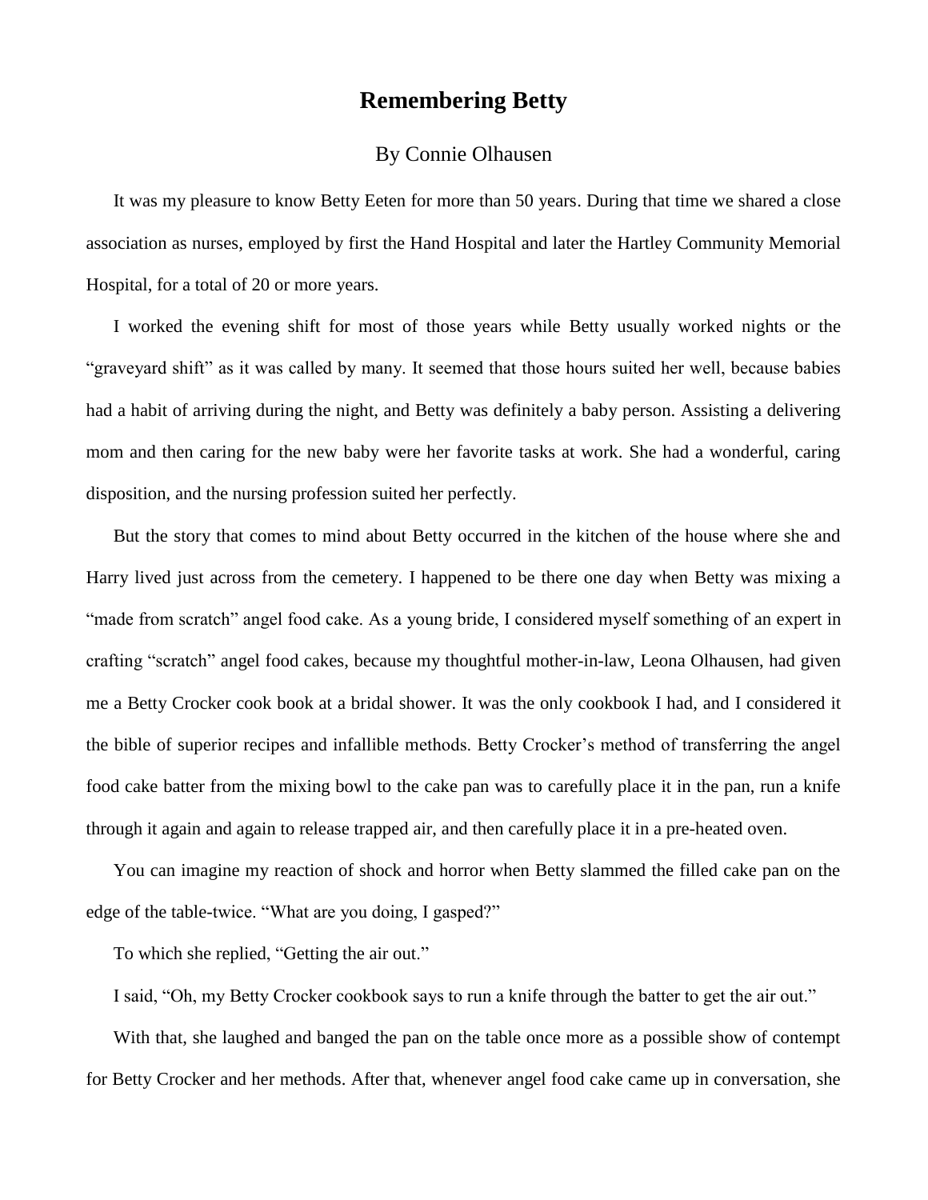# Remembering Betty

By Connie Olhausen

It was my pleasure to know Betty Eeten for more than 50 years. During that time we shared a close association as nurses, employed by first the Hand Hospital and later the Hartley Community Memorial Hospital, for a total of 20 or more years.

I worked the evening shift for most of those years while Betty usually worked nights or the "graveyard shift" as it was called by many. It seemed that those hours suited her well, because babies had a habit of arriving during the night, and Betty was definitely a baby person. Assisting a delivering mom and then caring for the new baby were her favorite tasks at work. She had a wonderful, caring disposition, and the nursing profession suited her perfectly.

But the story that comes to mind about Betty occurred in the kitchen of the house where she and Harry lived just across from the cemetery. I happened to be there one day when Betty was mixing a "made from scratch" angel food cake. As a young bride, I considered myself something of an expert in crafting "scratch" angel food cakes, because my thoughtful mother-in-law, Leona Olhausen, had given me a Betty Crocker cook book at a bridal shower. It was the only cookbook I had, and I considered it the bible of superior recipes and infallible methods. Betty Crocker's method of transferring the angel food cake batter from the mixing bowl to the cake pan was to carefully place it in the pan, run a knife through it again and again to release trapped air, and then carefully place it in a pre-heated oven.

You can imagine my reaction of shock and horror when Betty slammed the filled cake pan on the edge of the table-twice. "What are you doing, I gasped?"

To which she replied, "Getting the air out."

I said, "Oh, my Betty Crocker cookbook says to run a knife through the batter to get the air out."

With that, she laughed and banged the pan on the table once more as a possible show of contempt for Betty Crocker and her methods. After that, whenever angel food cake came up in conversation, she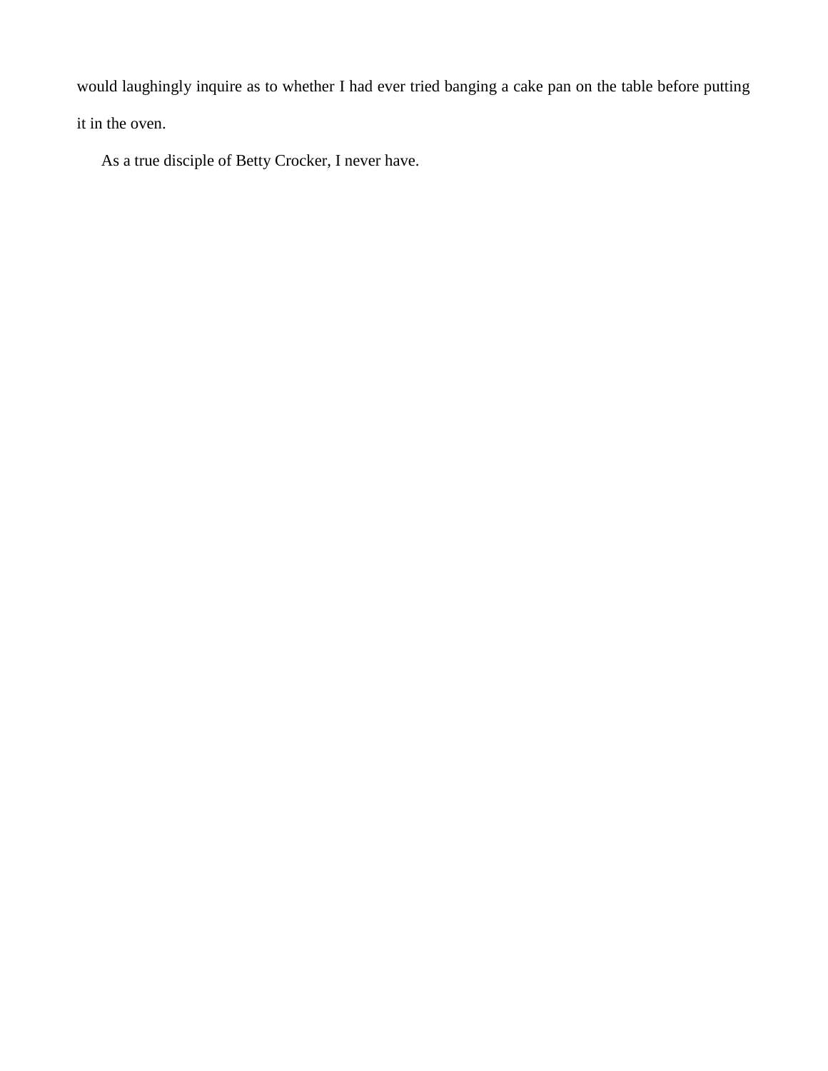would laughingly inquire as to whether I had ever tried banging a cake pan on the table before putting it in the oven.

As a true disciple of Betty Crocker, I never have.